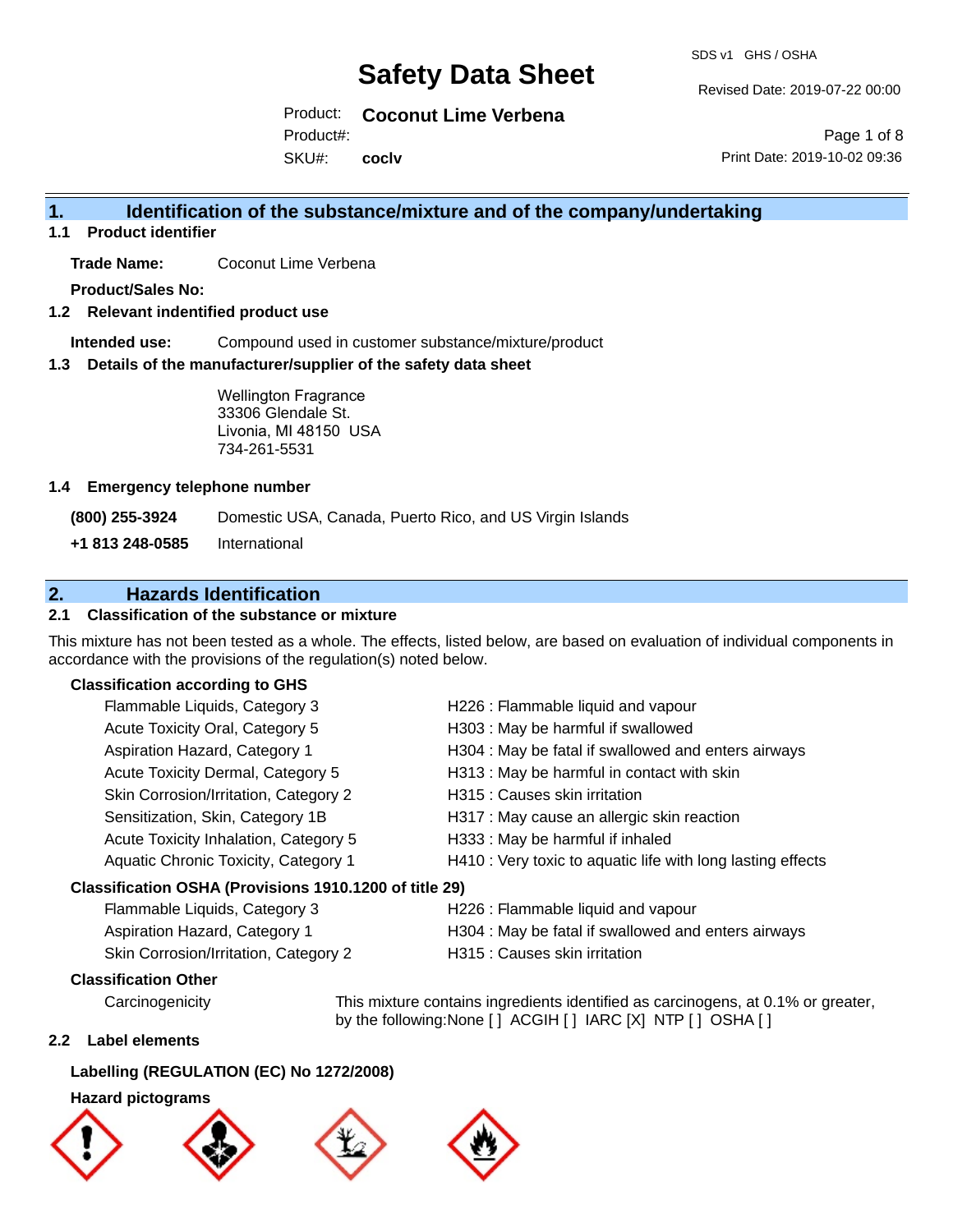# Safety Data Sheet

SDS v1 GHS / OSHA

Revised Date: 2019-07-22 00:00

Product: **Coconut Lime Verbena**

Product#:

SKU#: **coclv**

Print Date: 2019-10-02 09:36

## 1. Identification of the substance/mixture and of the company/undertaking

### 1.1 Product identifier

**Trade Name:** Coconut Lime Verbena

**Product/Sales No:**

### 1.2 Relevant identified product use

**Intended use:** Compound used in customer substance/mixture/product

### 1.3 Details of the manufacturer/supplier of the safety data sheet

Wellington Fragrance
33306 Glendale St.
Livonia, MI 48150 USA
734-261-5531

### 1.4 Emergency telephone number

**(800) 255-3924** Domestic USA, Canada, Puerto Rico, and US Virgin Islands

**+1 813 248-0585** International

## 2. Hazards Identification

### 2.1 Classification of the substance or mixture

This mixture has not been tested as a whole. The effects, listed below, are based on evaluation of individual components in accordance with the provisions of the regulation(s) noted below.

**Classification according to GHS**

| | |
|---|---|
| Flammable Liquids, Category 3 | H226 : Flammable liquid and vapour |
| Acute Toxicity Oral, Category 5 | H303 : May be harmful if swallowed |
| Aspiration Hazard, Category 1 | H304 : May be fatal if swallowed and enters airways |
| Acute Toxicity Dermal, Category 5 | H313 : May be harmful in contact with skin |
| Skin Corrosion/Irritation, Category 2 | H315 : Causes skin irritation |
| Sensitization, Skin, Category 1B | H317 : May cause an allergic skin reaction |
| Acute Toxicity Inhalation, Category 5 | H333 : May be harmful if inhaled |
| Aquatic Chronic Toxicity, Category 1 | H410 : Very toxic to aquatic life with long lasting effects |

**Classification OSHA (Provisions 1910.1200 of title 29)**

| | |
|---|---|
| Flammable Liquids, Category 3 | H226 : Flammable liquid and vapour |
| Aspiration Hazard, Category 1 | H304 : May be fatal if swallowed and enters airways |
| Skin Corrosion/Irritation, Category 2 | H315 : Causes skin irritation |

**Classification Other**

Carcinogenicity: This mixture contains ingredients identified as carcinogens, at 0.1% or greater, by the following:None [ ] ACGIH [ ] IARC [X] NTP [ ] OSHA [ ]

### 2.2 Label elements

**Labelling (REGULATION (EC) No 1272/2008)**

**Hazard pictograms**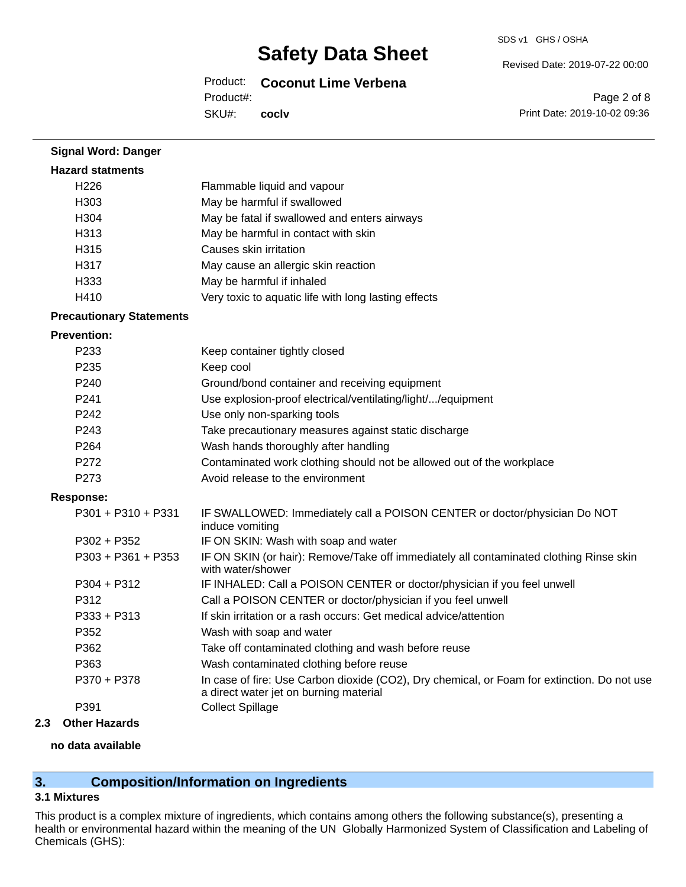**Signal Word: Danger**

**Hazard statments**

| | |
|---|---|
| H226 | Flammable liquid and vapour |
| H303 | May be harmful if swallowed |
| H304 | May be fatal if swallowed and enters airways |
| H313 | May be harmful in contact with skin |
| H315 | Causes skin irritation |
| H317 | May cause an allergic skin reaction |
| H333 | May be harmful if inhaled |
| H410 | Very toxic to aquatic life with long lasting effects |

**Precautionary Statements**

**Prevention:**

| | |
|---|---|
| P233 | Keep container tightly closed |
| P235 | Keep cool |
| P240 | Ground/bond container and receiving equipment |
| P241 | Use explosion-proof electrical/ventilating/light/.../equipment |
| P242 | Use only non-sparking tools |
| P243 | Take precautionary measures against static discharge |
| P264 | Wash hands thoroughly after handling |
| P272 | Contaminated work clothing should not be allowed out of the workplace |
| P273 | Avoid release to the environment |

**Response:**

| | |
|---|---|
| P301 + P310 + P331 | IF SWALLOWED: Immediately call a POISON CENTER or doctor/physician Do NOT induce vomiting |
| P302 + P352 | IF ON SKIN: Wash with soap and water |
| P303 + P361 + P353 | IF ON SKIN (or hair): Remove/Take off immediately all contaminated clothing Rinse skin with water/shower |
| P304 + P312 | IF INHALED: Call a POISON CENTER or doctor/physician if you feel unwell |
| P312 | Call a POISON CENTER or doctor/physician if you feel unwell |
| P333 + P313 | If skin irritation or a rash occurs: Get medical advice/attention |
| P352 | Wash with soap and water |
| P362 | Take off contaminated clothing and wash before reuse |
| P363 | Wash contaminated clothing before reuse |
| P370 + P378 | In case of fire: Use Carbon dioxide ($CO_2$), Dry chemical, or Foam for extinction. Do not use a direct water jet on burning material |
| P391 | Collect Spillage |

### 2.3 Other Hazards

**no data available**

## 3. Composition/Information on Ingredients

### 3.1 Mixtures

This product is a complex mixture of ingredients, which contains among others the following substance(s), presenting a health or environmental hazard within the meaning of the UN Globally Harmonized System of Classification and Labeling of Chemicals (GHS):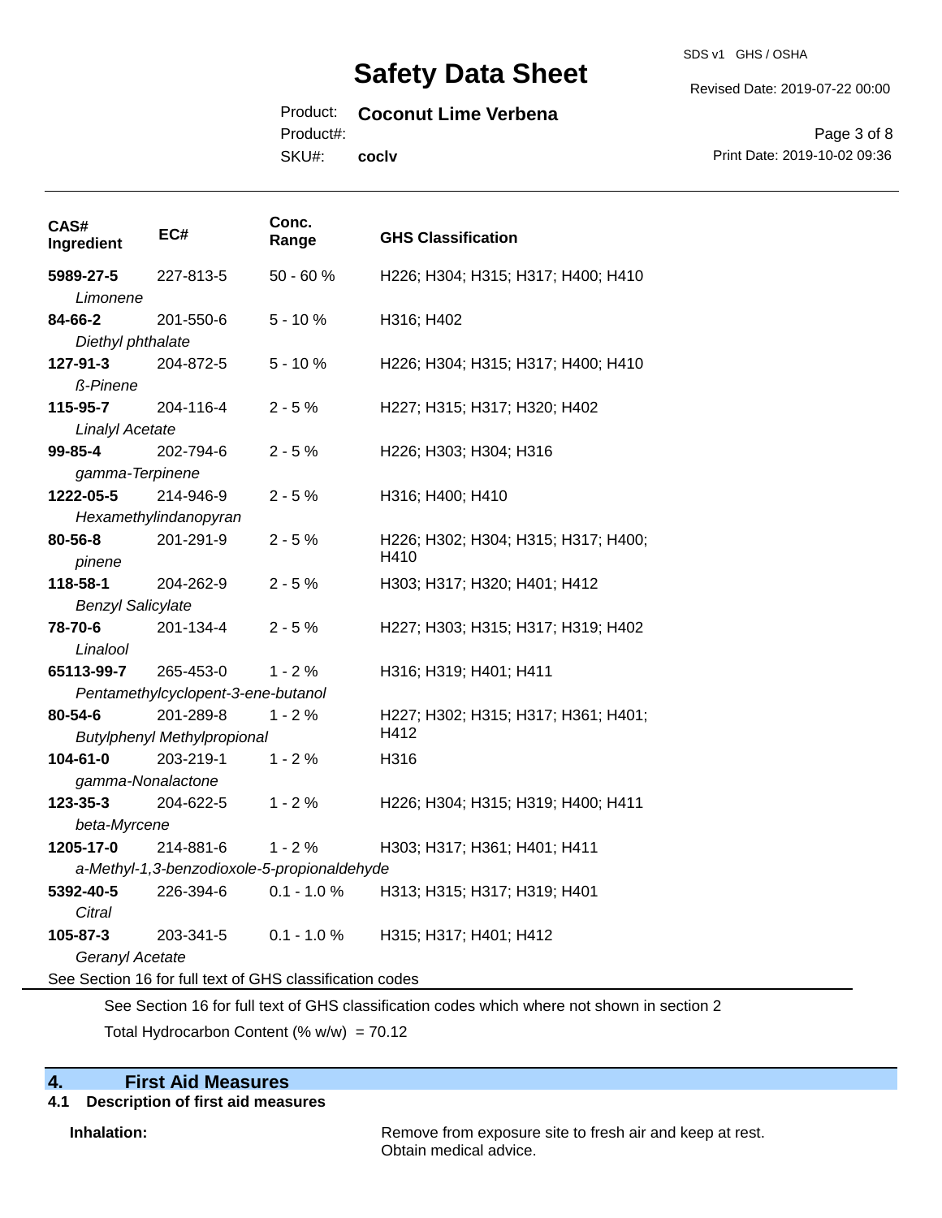| CAS# Ingredient | EC# | Conc. Range | GHS Classification |
| --- | --- | --- | --- |
| **5989-27-5** *Limonene* | 227-813-5 | 50 - 60 % | H226; H304; H315; H317; H400; H410 |
| **84-66-2** *Diethyl phthalate* | 201-550-6 | 5 - 10 % | H316; H402 |
| **127-91-3** *ß-Pinene* | 204-872-5 | 5 - 10 % | H226; H304; H315; H317; H400; H410 |
| **115-95-7** *Linalyl Acetate* | 204-116-4 | 2 - 5 % | H227; H315; H317; H320; H402 |
| **99-85-4** *gamma-Terpinene* | 202-794-6 | 2 - 5 % | H226; H303; H304; H316 |
| **1222-05-5** *Hexamethylindanopyran* | 214-946-9 | 2 - 5 % | H316; H400; H410 |
| **80-56-8** *pinene* | 201-291-9 | 2 - 5 % | H226; H302; H304; H315; H317; H400; H410 |
| **118-58-1** *Benzyl Salicylate* | 204-262-9 | 2 - 5 % | H303; H317; H320; H401; H412 |
| **78-70-6** *Linalool* | 201-134-4 | 2 - 5 % | H227; H303; H315; H317; H319; H402 |
| **65113-99-7** *Pentamethylcyclopent-3-ene-butanol* | 265-453-0 | 1 - 2 % | H316; H319; H401; H411 |
| **80-54-6** *Butylphenyl Methylpropional* | 201-289-8 | 1 - 2 % | H227; H302; H315; H317; H361; H401; H412 |
| **104-61-0** *gamma-Nonalactone* | 203-219-1 | 1 - 2 % | H316 |
| **123-35-3** *beta-Myrcene* | 204-622-5 | 1 - 2 % | H226; H304; H315; H319; H400; H411 |
| **1205-17-0** *a-Methyl-1,3-benzodioxole-5-propionaldehyde* | 214-881-6 | 1 - 2 % | H303; H317; H361; H401; H411 |
| **5392-40-5** *Citral* | 226-394-6 | 0.1 - 1.0 % | H313; H315; H317; H319; H401 |
| **105-87-3** *Geranyl Acetate* | 203-341-5 | 0.1 - 1.0 % | H315; H317; H401; H412 |

See Section 16 for full text of GHS classification codes

See Section 16 for full text of GHS classification codes which where not shown in section 2

Total Hydrocarbon Content (% w/w) = 70.12

## 4. First Aid Measures

### 4.1 Description of first aid measures

**Inhalation:** Remove from exposure site to fresh air and keep at rest. Obtain medical advice.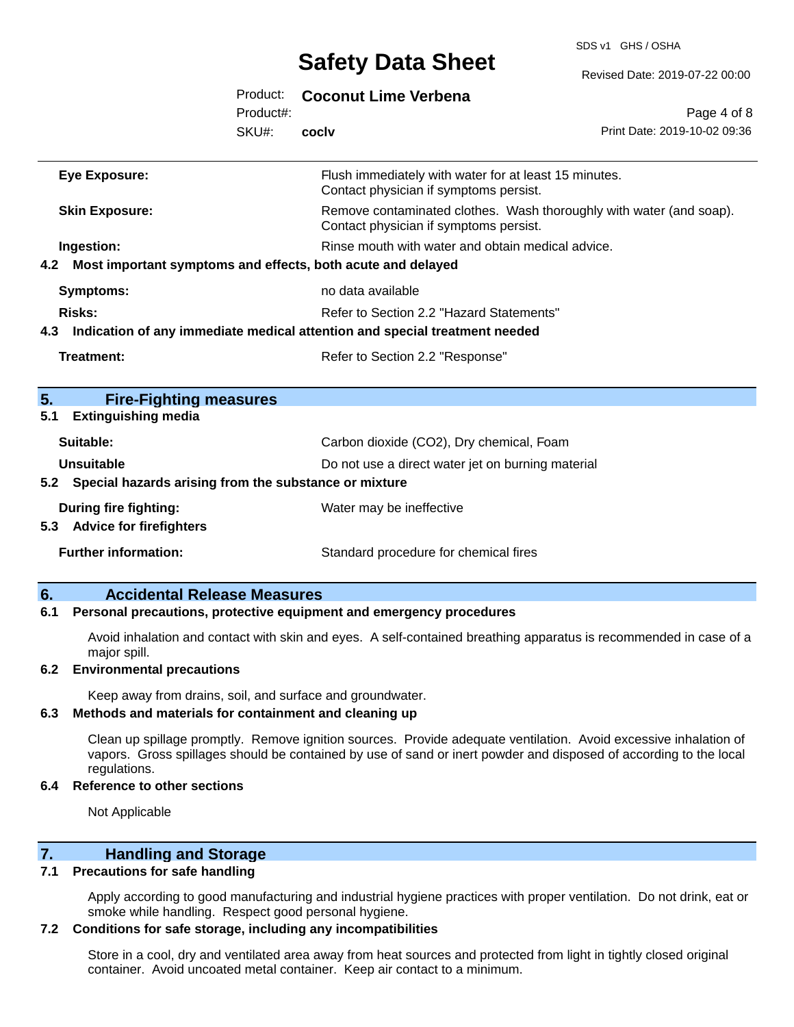| | |
|---|---|
| **Eye Exposure:** | Flush immediately with water for at least 15 minutes. Contact physician if symptoms persist. |
| **Skin Exposure:** | Remove contaminated clothes. Wash thoroughly with water (and soap). Contact physician if symptoms persist. |
| **Ingestion:** | Rinse mouth with water and obtain medical advice. |

### 4.2 Most important symptoms and effects, both acute and delayed

| | |
|---|---|
| **Symptoms:** | no data available |
| **Risks:** | Refer to Section 2.2 "Hazard Statements" |

### 4.3 Indication of any immediate medical attention and special treatment needed

| | |
|---|---|
| **Treatment:** | Refer to Section 2.2 "Response" |

## 5. Fire-Fighting measures

### 5.1 Extinguishing media

| | |
|---|---|
| **Suitable:** | Carbon dioxide ($CO_2$), Dry chemical, Foam |
| **Unsuitable** | Do not use a direct water jet on burning material |

### 5.2 Special hazards arising from the substance or mixture

| | |
|---|---|
| **During fire fighting:** | Water may be ineffective |

### 5.3 Advice for firefighters

| | |
|---|---|
| **Further information:** | Standard procedure for chemical fires |

## 6. Accidental Release Measures

### 6.1 Personal precautions, protective equipment and emergency procedures

Avoid inhalation and contact with skin and eyes. A self-contained breathing apparatus is recommended in case of a major spill.

### 6.2 Environmental precautions

Keep away from drains, soil, and surface and groundwater.

### 6.3 Methods and materials for containment and cleaning up

Clean up spillage promptly. Remove ignition sources. Provide adequate ventilation. Avoid excessive inhalation of vapors. Gross spillages should be contained by use of sand or inert powder and disposed of according to the local regulations.

### 6.4 Reference to other sections

Not Applicable

## 7. Handling and Storage

### 7.1 Precautions for safe handling

Apply according to good manufacturing and industrial hygiene practices with proper ventilation. Do not drink, eat or smoke while handling. Respect good personal hygiene.

### 7.2 Conditions for safe storage, including any incompatibilities

Store in a cool, dry and ventilated area away from heat sources and protected from light in tightly closed original container. Avoid uncoated metal container. Keep air contact to a minimum.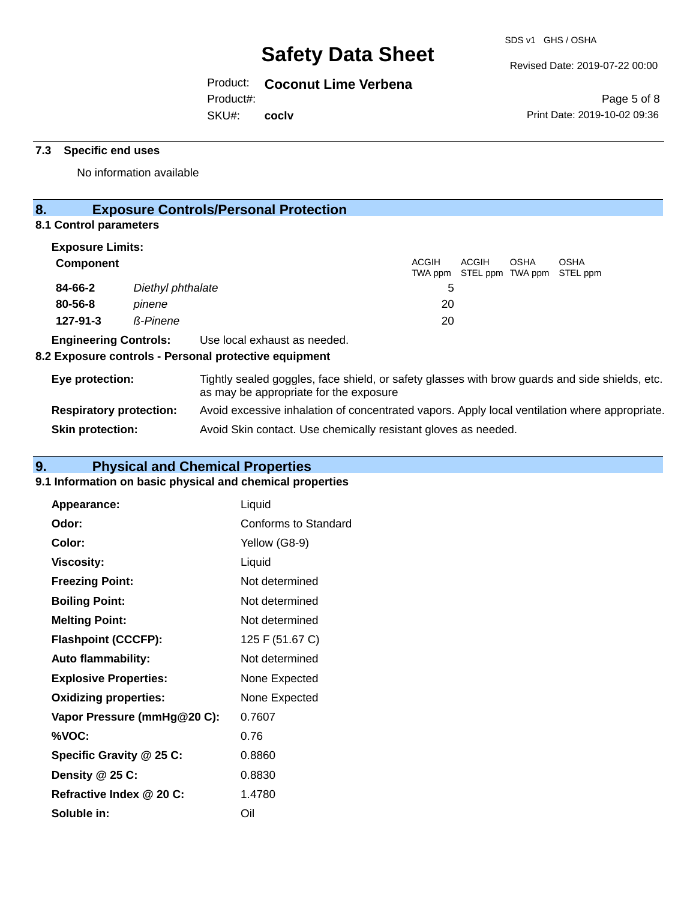### 7.3 Specific end uses

No information available

## 8. Exposure Controls/Personal Protection

### 8.1 Control parameters

**Exposure Limits:**

| Component | | ACGIH TWA ppm | ACGIH STEL ppm | OSHA TWA ppm | OSHA STEL ppm |
|---|---|---|---|---|---|
| **84-66-2** | *Diethyl phthalate* | 5 | | | |
| **80-56-8** | *pinene* | 20 | | | |
| **127-91-3** | *ß-Pinene* | 20 | | | |

**Engineering Controls:** Use local exhaust as needed.

### 8.2 Exposure controls - Personal protective equipment

**Eye protection:** Tightly sealed goggles, face shield, or safety glasses with brow guards and side shields, etc. as may be appropriate for the exposure

**Respiratory protection:** Avoid excessive inhalation of concentrated vapors. Apply local ventilation where appropriate.

**Skin protection:** Avoid Skin contact. Use chemically resistant gloves as needed.

## 9. Physical and Chemical Properties

### 9.1 Information on basic physical and chemical properties

| | |
|---|---|
| **Appearance:** | Liquid |
| **Odor:** | Conforms to Standard |
| **Color:** | Yellow (G8-9) |
| **Viscosity:** | Liquid |
| **Freezing Point:** | Not determined |
| **Boiling Point:** | Not determined |
| **Melting Point:** | Not determined |
| **Flashpoint (CCCFP):** | 125 F (51.67 C) |
| **Auto flammability:** | Not determined |
| **Explosive Properties:** | None Expected |
| **Oxidizing properties:** | None Expected |
| **Vapor Pressure (mmHg@20 C):** | 0.7607 |
| **%VOC:** | 0.76 |
| **Specific Gravity @ 25 C:** | 0.8860 |
| **Density @ 25 C:** | 0.8830 |
| **Refractive Index @ 20 C:** | 1.4780 |
| **Soluble in:** | Oil |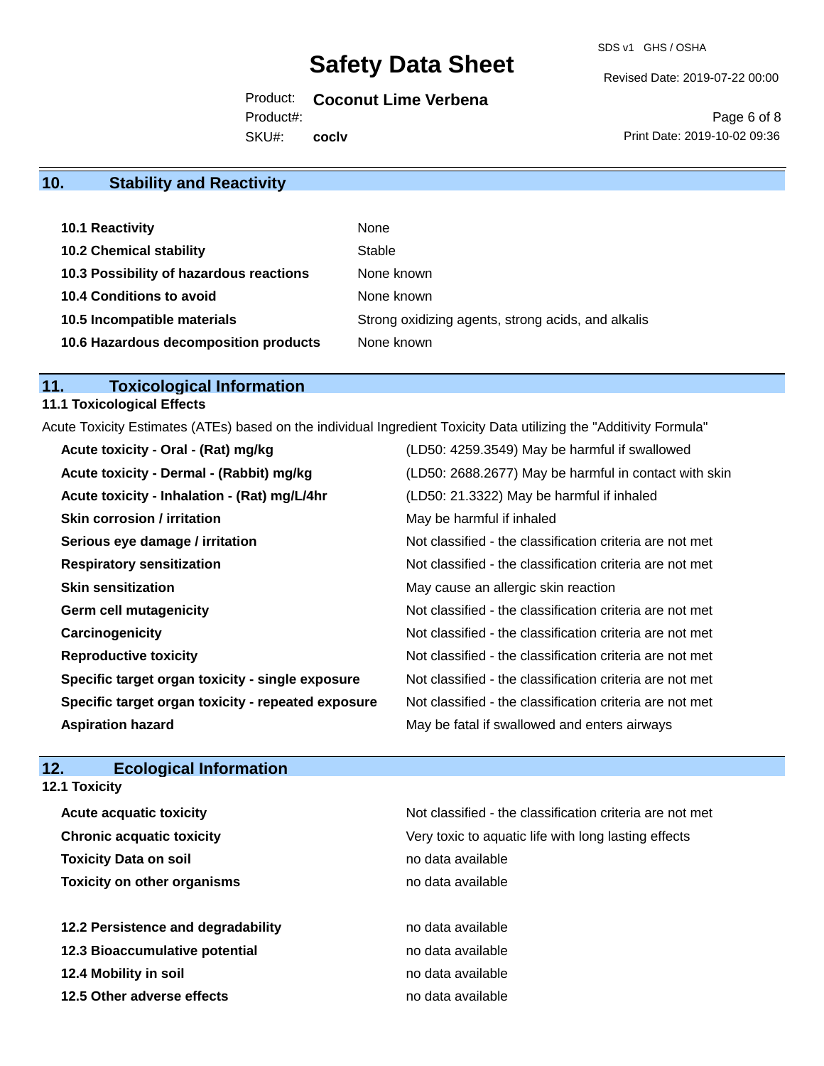## 10. Stability and Reactivity

| | |
|---|---|
| **10.1 Reactivity** | None |
| **10.2 Chemical stability** | Stable |
| **10.3 Possibility of hazardous reactions** | None known |
| **10.4 Conditions to avoid** | None known |
| **10.5 Incompatible materials** | Strong oxidizing agents, strong acids, and alkalis |
| **10.6 Hazardous decomposition products** | None known |

## 11. Toxicological Information

### 11.1 Toxicological Effects

Acute Toxicity Estimates (ATEs) based on the individual Ingredient Toxicity Data utilizing the "Additivity Formula"

| | |
|---|---|
| **Acute toxicity - Oral - (Rat) mg/kg** | (LD50: 4259.3549) May be harmful if swallowed |
| **Acute toxicity - Dermal - (Rabbit) mg/kg** | (LD50: 2688.2677) May be harmful in contact with skin |
| **Acute toxicity - Inhalation - (Rat) mg/L/4hr** | (LD50: 21.3322) May be harmful if inhaled |
| **Skin corrosion / irritation** | May be harmful if inhaled |
| **Serious eye damage / irritation** | Not classified - the classification criteria are not met |
| **Respiratory sensitization** | Not classified - the classification criteria are not met |
| **Skin sensitization** | May cause an allergic skin reaction |
| **Germ cell mutagenicity** | Not classified - the classification criteria are not met |
| **Carcinogenicity** | Not classified - the classification criteria are not met |
| **Reproductive toxicity** | Not classified - the classification criteria are not met |
| **Specific target organ toxicity - single exposure** | Not classified - the classification criteria are not met |
| **Specific target organ toxicity - repeated exposure** | Not classified - the classification criteria are not met |
| **Aspiration hazard** | May be fatal if swallowed and enters airways |

## 12. Ecological Information

### 12.1 Toxicity

| | |
|---|---|
| **Acute acquatic toxicity** | Not classified - the classification criteria are not met |
| **Chronic acquatic toxicity** | Very toxic to aquatic life with long lasting effects |
| **Toxicity Data on soil** | no data available |
| **Toxicity on other organisms** | no data available |

| | |
|---|---|
| **12.2 Persistence and degradability** | no data available |
| **12.3 Bioaccumulative potential** | no data available |
| **12.4 Mobility in soil** | no data available |
| **12.5 Other adverse effects** | no data available |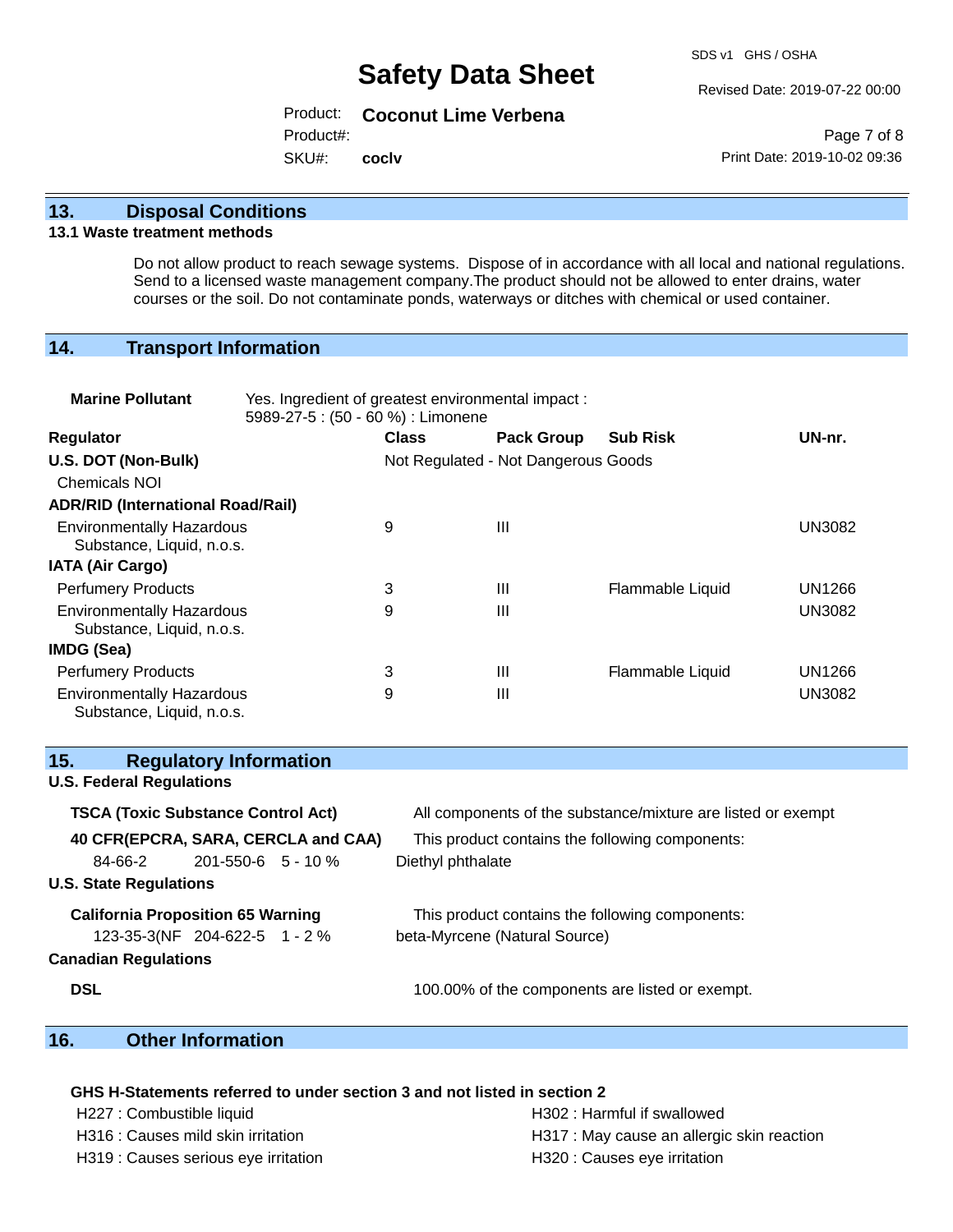## 13. Disposal Conditions

### 13.1 Waste treatment methods

Do not allow product to reach sewage systems. Dispose of in accordance with all local and national regulations. Send to a licensed waste management company.The product should not be allowed to enter drains, water courses or the soil. Do not contaminate ponds, waterways or ditches with chemical or used container.

## 14. Transport Information

**Marine Pollutant** Yes. Ingredient of greatest environmental impact : 5989-27-5 : (50 - 60 %) : Limonene

| Regulator | Class | Pack Group | Sub Risk | UN-nr. |
|---|---|---|---|---|
| **U.S. DOT (Non-Bulk)** | Not Regulated - Not Dangerous Goods | | | |
| Chemicals NOI | | | | |
| **ADR/RID (International Road/Rail)** | | | | |
| Environmentally Hazardous Substance, Liquid, n.o.s. | 9 | III | | UN3082 |
| **IATA (Air Cargo)** | | | | |
| Perfumery Products | 3 | III | Flammable Liquid | UN1266 |
| Environmentally Hazardous Substance, Liquid, n.o.s. | 9 | III | | UN3082 |
| **IMDG (Sea)** | | | | |
| Perfumery Products | 3 | III | Flammable Liquid | UN1266 |
| Environmentally Hazardous Substance, Liquid, n.o.s. | 9 | III | | UN3082 |

## 15. Regulatory Information

### U.S. Federal Regulations

**TSCA (Toxic Substance Control Act)** All components of the substance/mixture are listed or exempt

**40 CFR(EPCRA, SARA, CERCLA and CAA)** This product contains the following components:

| | | | |
|---|---|---|---|
| 84-66-2 | 201-550-6 | 5 - 10 % | Diethyl phthalate |

### U.S. State Regulations

**California Proposition 65 Warning** This product contains the following components:

| | | | |
|---|---|---|---|
| 123-35-3(NF | 204-622-5 | 1 - 2 % | beta-Myrcene (Natural Source) |

### Canadian Regulations

**DSL** 100.00% of the components are listed or exempt.

## 16. Other Information

**GHS H-Statements referred to under section 3 and not listed in section 2**

H227 : Combustible liquid
H302 : Harmful if swallowed
H316 : Causes mild skin irritation
H317 : May cause an allergic skin reaction
H319 : Causes serious eye irritation
H320 : Causes eye irritation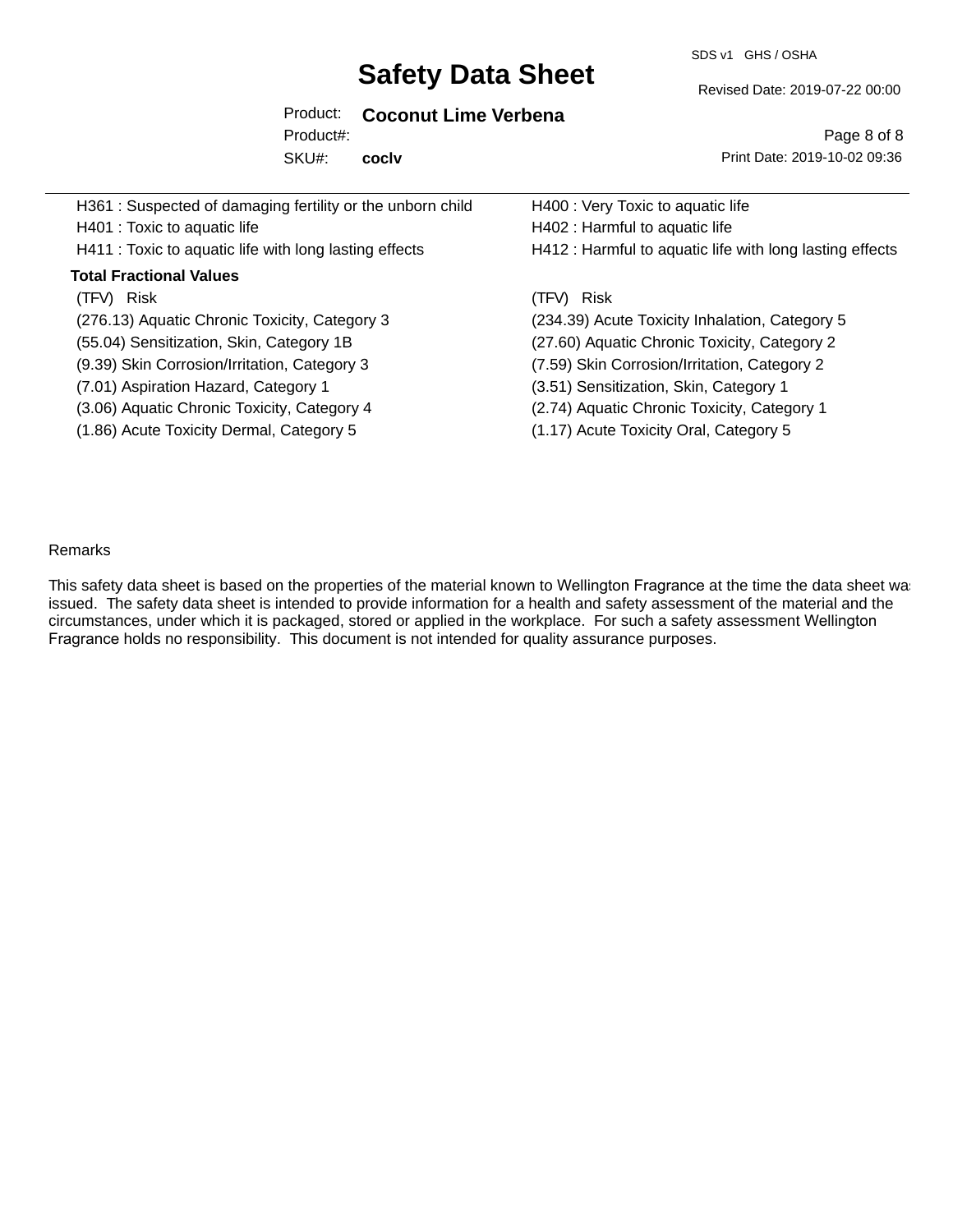H361 : Suspected of damaging fertility or the unborn child
H400 : Very Toxic to aquatic life
H401 : Toxic to aquatic life
H402 : Harmful to aquatic life
H411 : Toxic to aquatic life with long lasting effects
H412 : Harmful to aquatic life with long lasting effects

**Total Fractional Values**

| (TFV) Risk | (TFV) Risk |
|---|---|
| (276.13) Aquatic Chronic Toxicity, Category 3 | (234.39) Acute Toxicity Inhalation, Category 5 |
| (55.04) Sensitization, Skin, Category 1B | (27.60) Aquatic Chronic Toxicity, Category 2 |
| (9.39) Skin Corrosion/Irritation, Category 3 | (7.59) Skin Corrosion/Irritation, Category 2 |
| (7.01) Aspiration Hazard, Category 1 | (3.51) Sensitization, Skin, Category 1 |
| (3.06) Aquatic Chronic Toxicity, Category 4 | (2.74) Aquatic Chronic Toxicity, Category 1 |
| (1.86) Acute Toxicity Dermal, Category 5 | (1.17) Acute Toxicity Oral, Category 5 |

Remarks

This safety data sheet is based on the properties of the material known to Wellington Fragrance at the time the data sheet was issued. The safety data sheet is intended to provide information for a health and safety assessment of the material and the circumstances, under which it is packaged, stored or applied in the workplace. For such a safety assessment Wellington Fragrance holds no responsibility. This document is not intended for quality assurance purposes.